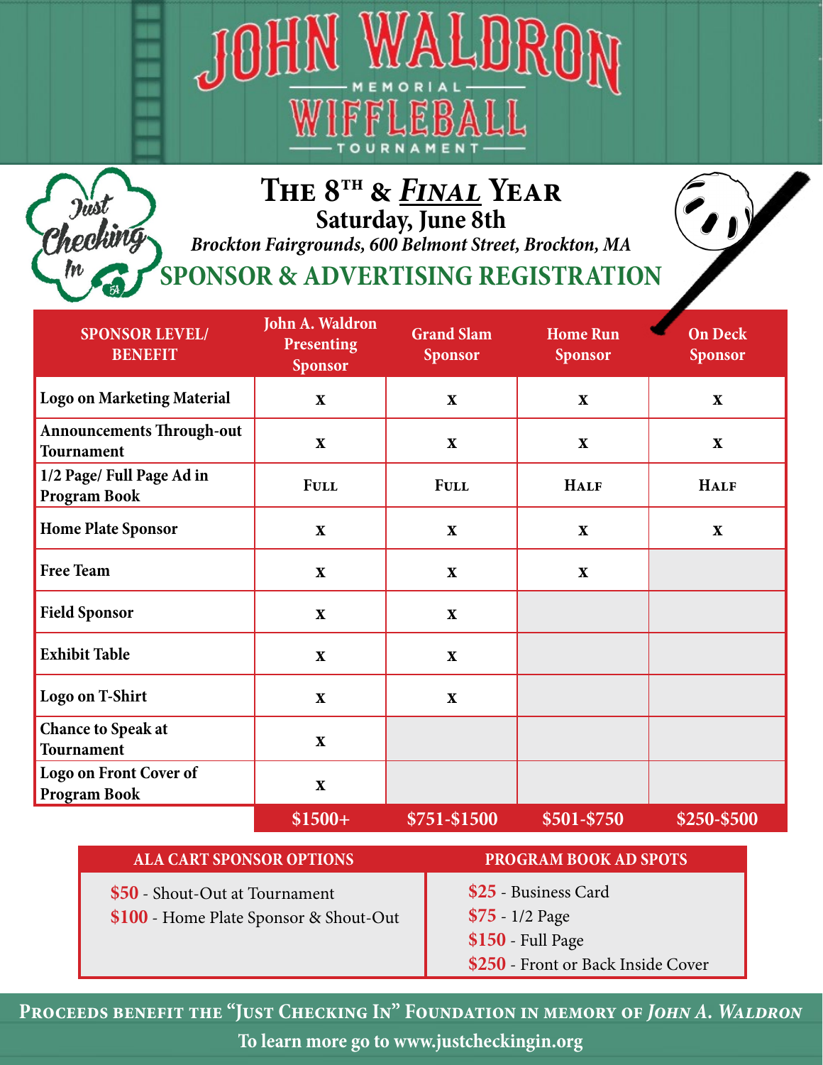# JOHN WALDRON MEMORIAL WIFFLEBALL TOURNAMENT

Just Checking In

## THE 8TH & *FINAL* YEAR

**Saturday, June 8th**

*Brockton Fairgrounds, 600 Belmont Street, Brockton, MA*

## SPONSOR & ADVERTISING REGISTRATION

| SPONSOR LEVEL/ BENEFIT | John A. Waldron Presenting Sponsor | Grand Slam Sponsor | Home Run Sponsor | On Deck Sponsor |
|---|---|---|---|---|
| Logo on Marketing Material | x | x | x | x |
| Announcements Through-out Tournament | x | x | x | x |
| 1/2 Page/ Full Page Ad in Program Book | FULL | FULL | HALF | HALF |
| Home Plate Sponsor | x | x | x | x |
| Free Team | x | x | x | |
| Field Sponsor | x | x | | |
| Exhibit Table | x | x | | |
| Logo on T-Shirt | x | x | | |
| Chance to Speak at Tournament | x | | | |
| Logo on Front Cover of Program Book | x | | | |
| | $1500+ | $751-$1500 | $501-$750 | $250-$500 |

| ALA CART SPONSOR OPTIONS | PROGRAM BOOK AD SPOTS |
|---|---|
| **$50** - Shout-Out at Tournament | **$25** - Business Card |
| **$100** - Home Plate Sponsor & Shout-Out | **$75** - 1/2 Page |
| | **$150** - Full Page |
| | **$250** - Front or Back Inside Cover |

**PROCEEDS BENEFIT THE "JUST CHECKING IN" FOUNDATION IN MEMORY OF *JOHN A. WALDRON***

**To learn more go to www.justcheckingin.org**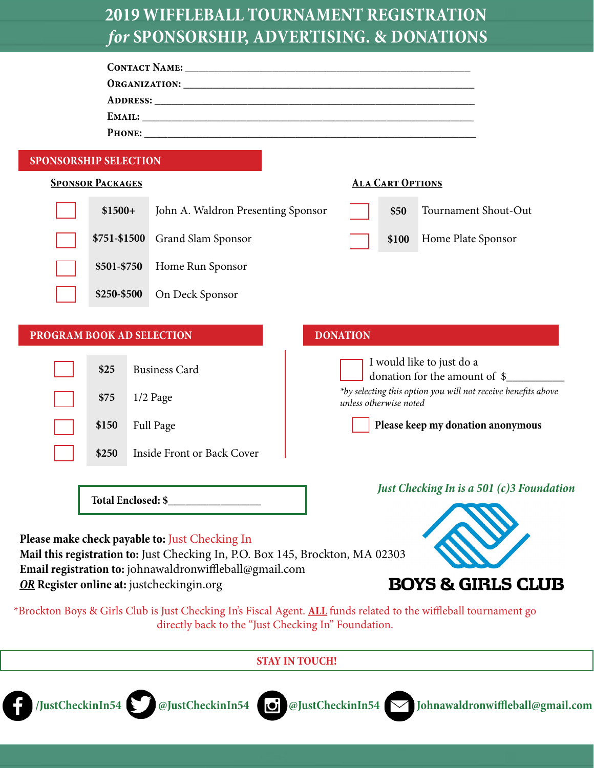# 2019 WIFFLEBALL TOURNAMENT REGISTRATION *for* SPONSORSHIP, ADVERTISING. & DONATIONS

**CONTACT NAME:** ______________________________

**ORGANIZATION:** ______________________________

**ADDRESS:** ______________________________

**EMAIL:** ______________________________

**PHONE:** ______________________________

## SPONSORSHIP SELECTION

**SPONSOR PACKAGES**

| | | |
|---|---|---|
| ☐ | **$1500+** | John A. Waldron Presenting Sponsor |
| ☐ | **$751-$1500** | Grand Slam Sponsor |
| ☐ | **$501-$750** | Home Run Sponsor |
| ☐ | **$250-$500** | On Deck Sponsor |

**ALA CART OPTIONS**

| | | |
|---|---|---|
| ☐ | **$50** | Tournament Shout-Out |
| ☐ | **$100** | Home Plate Sponsor |

## PROGRAM BOOK AD SELECTION

| | | |
|---|---|---|
| ☐ | **$25** | Business Card |
| ☐ | **$75** | 1/2 Page |
| ☐ | **$150** | Full Page |
| ☐ | **$250** | Inside Front or Back Cover |

## DONATION

☐ I would like to just do a donation for the amount of $__________

*\*by selecting this option you will not receive benefits above unless otherwise noted*

☐ **Please keep my donation anonymous**

**Total Enclosed: $________________**

*Just Checking In is a 501 (c)3 Foundation*

BOYS & GIRLS CLUB

**Please make check payable to:** Just Checking In
**Mail this registration to:** Just Checking In, P.O. Box 145, Brockton, MA 02303
**Email registration to:** johnawaldronwiffleball@gmail.com
***OR* Register online at:** justcheckingin.org

*Brockton Boys & Girls Club is Just Checking In's Fiscal Agent. **ALL** funds related to the wiffleball tournament go directly back to the "Just Checking In" Foundation.

**STAY IN TOUCH!**

/JustCheckinIn54 @JustCheckinIn54 @JustCheckinIn54 Johnawaldronwiffleball@gmail.com